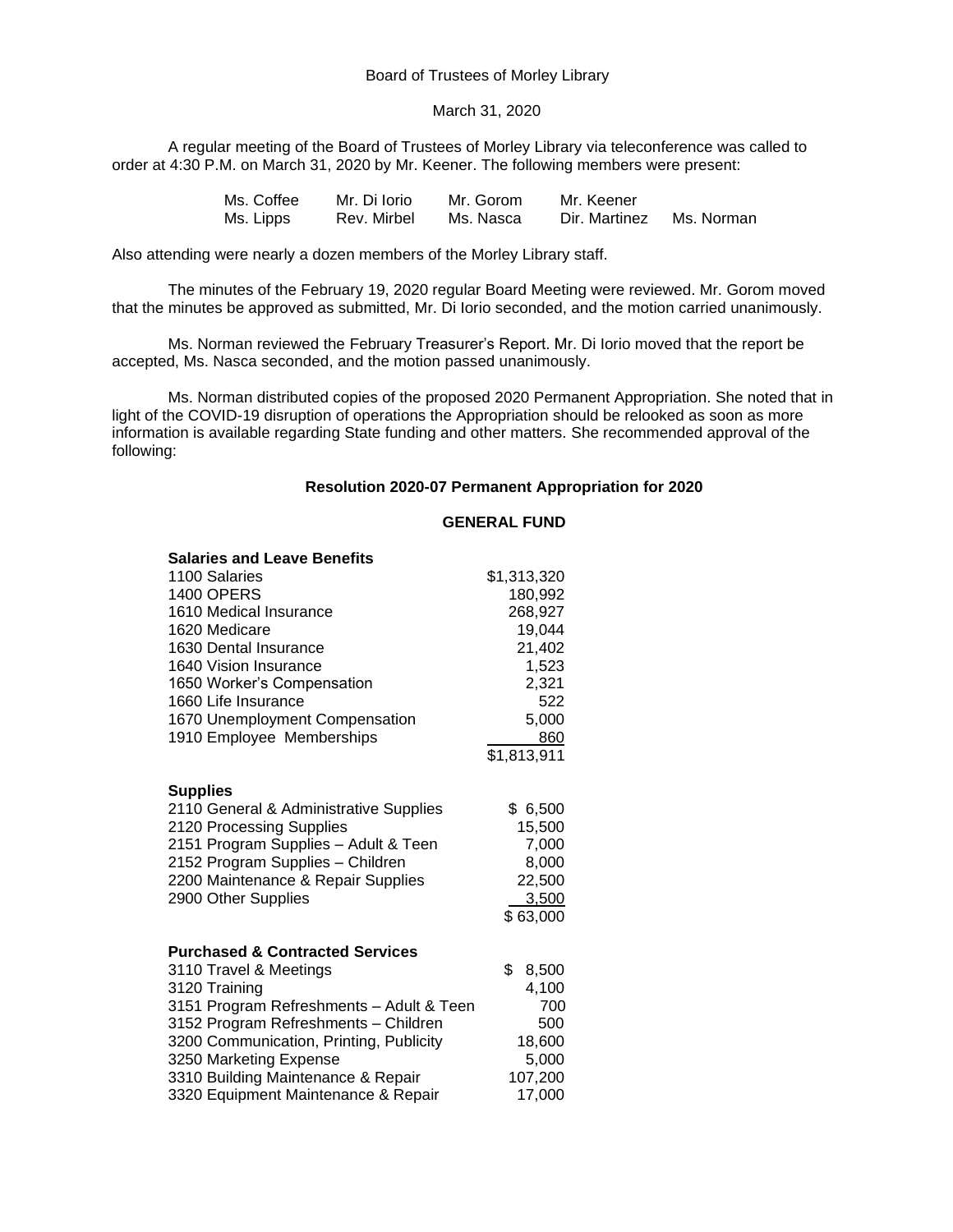Board of Trustees of Morley Library

March 31, 2020

A regular meeting of the Board of Trustees of Morley Library via teleconference was called to order at 4:30 P.M. on March 31, 2020 by Mr. Keener. The following members were present:

| | | | | |
|---|---|---|---|---|
| Ms. Coffee | Mr. Di Iorio | Mr. Gorom | Mr. Keener | |
| Ms. Lipps | Rev. Mirbel | Ms. Nasca | Dir. Martinez | Ms. Norman |

Also attending were nearly a dozen members of the Morley Library staff.

The minutes of the February 19, 2020 regular Board Meeting were reviewed. Mr. Gorom moved that the minutes be approved as submitted, Mr. Di Iorio seconded, and the motion carried unanimously.

Ms. Norman reviewed the February Treasurer's Report. Mr. Di Iorio moved that the report be accepted, Ms. Nasca seconded, and the motion passed unanimously.

Ms. Norman distributed copies of the proposed 2020 Permanent Appropriation. She noted that in light of the COVID-19 disruption of operations the Appropriation should be relooked as soon as more information is available regarding State funding and other matters. She recommended approval of the following:

**Resolution 2020-07 Permanent Appropriation for 2020**

**GENERAL FUND**

| **Salaries and Leave Benefits** | |
|---|---|
| 1100 Salaries | $1,313,320 |
| 1400 OPERS | 180,992 |
| 1610 Medical Insurance | 268,927 |
| 1620 Medicare | 19,044 |
| 1630 Dental Insurance | 21,402 |
| 1640 Vision Insurance | 1,523 |
| 1650 Worker's Compensation | 2,321 |
| 1660 Life Insurance | 522 |
| 1670 Unemployment Compensation | 5,000 |
| 1910 Employee Memberships | 860 |
| | $1,813,911 |

| **Supplies** | |
|---|---|
| 2110 General & Administrative Supplies | $ 6,500 |
| 2120 Processing Supplies | 15,500 |
| 2151 Program Supplies – Adult & Teen | 7,000 |
| 2152 Program Supplies – Children | 8,000 |
| 2200 Maintenance & Repair Supplies | 22,500 |
| 2900 Other Supplies | 3,500 |
| | $ 63,000 |

| **Purchased & Contracted Services** | |
|---|---|
| 3110 Travel & Meetings | $ 8,500 |
| 3120 Training | 4,100 |
| 3151 Program Refreshments – Adult & Teen | 700 |
| 3152 Program Refreshments – Children | 500 |
| 3200 Communication, Printing, Publicity | 18,600 |
| 3250 Marketing Expense | 5,000 |
| 3310 Building Maintenance & Repair | 107,200 |
| 3320 Equipment Maintenance & Repair | 17,000 |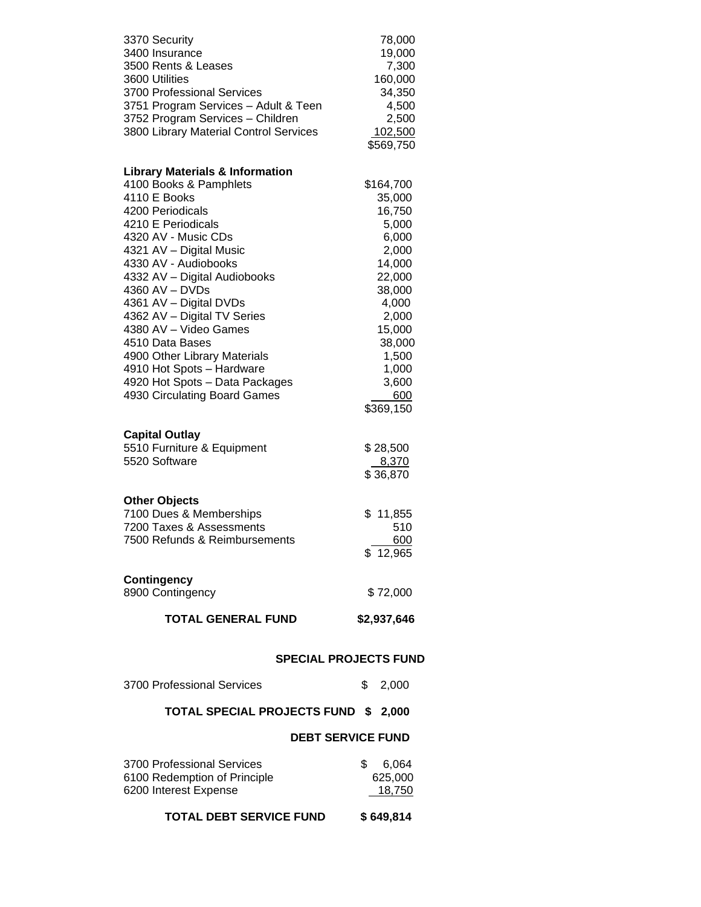| | |
|---|---|
| 3370 Security | 78,000 |
| 3400 Insurance | 19,000 |
| 3500 Rents & Leases | 7,300 |
| 3600 Utilities | 160,000 |
| 3700 Professional Services | 34,350 |
| 3751 Program Services – Adult & Teen | 4,500 |
| 3752 Program Services – Children | 2,500 |
| 3800 Library Material Control Services | 102,500 |
| | $569,750 |

**Library Materials & Information**

| | |
|---|---|
| 4100 Books & Pamphlets | $164,700 |
| 4110 E Books | 35,000 |
| 4200 Periodicals | 16,750 |
| 4210 E Periodicals | 5,000 |
| 4320 AV - Music CDs | 6,000 |
| 4321 AV – Digital Music | 2,000 |
| 4330 AV - Audiobooks | 14,000 |
| 4332 AV – Digital Audiobooks | 22,000 |
| 4360 AV – DVDs | 38,000 |
| 4361 AV – Digital DVDs | 4,000 |
| 4362 AV – Digital TV Series | 2,000 |
| 4380 AV – Video Games | 15,000 |
| 4510 Data Bases | 38,000 |
| 4900 Other Library Materials | 1,500 |
| 4910 Hot Spots – Hardware | 1,000 |
| 4920 Hot Spots – Data Packages | 3,600 |
| 4930 Circulating Board Games | 600 |
| | $369,150 |

**Capital Outlay**

| | |
|---|---|
| 5510 Furniture & Equipment | $ 28,500 |
| 5520 Software | 8,370 |
| | $ 36,870 |

**Other Objects**

| | |
|---|---|
| 7100 Dues & Memberships | $ 11,855 |
| 7200 Taxes & Assessments | 510 |
| 7500 Refunds & Reimbursements | 600 |
| | $ 12,965 |

**Contingency**

| | |
|---|---|
| 8900 Contingency | $ 72,000 |

**TOTAL GENERAL FUND** **$2,937,646**

## SPECIAL PROJECTS FUND

| | |
|---|---|
| 3700 Professional Services | $ 2,000 |

**TOTAL SPECIAL PROJECTS FUND $ 2,000**

## DEBT SERVICE FUND

| | |
|---|---|
| 3700 Professional Services | $ 6,064 |
| 6100 Redemption of Principle | 625,000 |
| 6200 Interest Expense | 18,750 |

**TOTAL DEBT SERVICE FUND** **$ 649,814**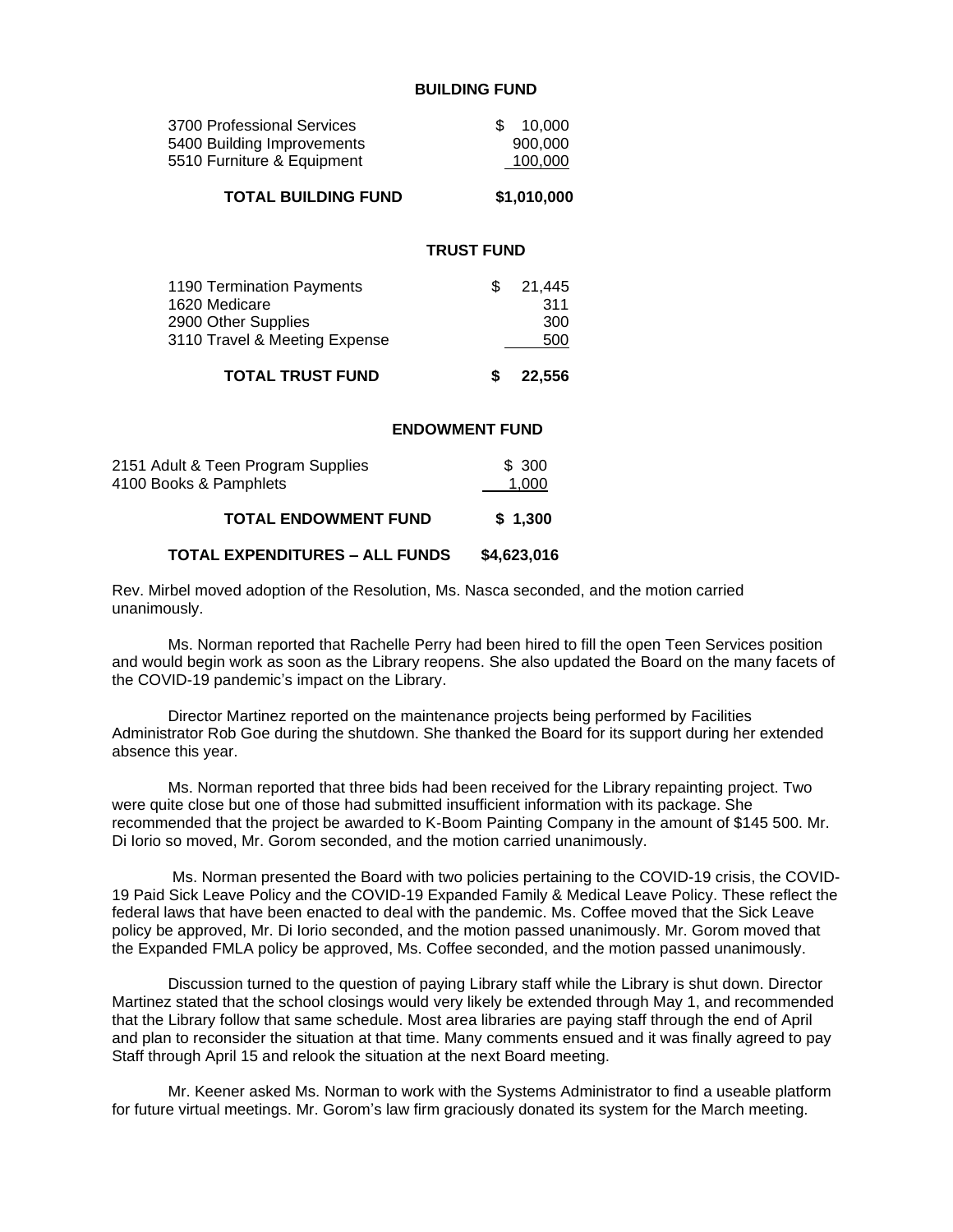**BUILDING FUND**

| | |
|---|---|
| 3700 Professional Services | $ 10,000 |
| 5400 Building Improvements | 900,000 |
| 5510 Furniture & Equipment | 100,000 |
| **TOTAL BUILDING FUND** | **$1,010,000** |

**TRUST FUND**

| | |
|---|---|
| 1190 Termination Payments | $ 21,445 |
| 1620 Medicare | 311 |
| 2900 Other Supplies | 300 |
| 3110 Travel & Meeting Expense | 500 |
| **TOTAL TRUST FUND** | **$ 22,556** |

**ENDOWMENT FUND**

| | |
|---|---|
| 2151 Adult & Teen Program Supplies | $ 300 |
| 4100 Books & Pamphlets | 1,000 |
| **TOTAL ENDOWMENT FUND** | **$ 1,300** |

**TOTAL EXPENDITURES – ALL FUNDS $4,623,016**

Rev. Mirbel moved adoption of the Resolution, Ms. Nasca seconded, and the motion carried unanimously.

Ms. Norman reported that Rachelle Perry had been hired to fill the open Teen Services position and would begin work as soon as the Library reopens. She also updated the Board on the many facets of the COVID-19 pandemic's impact on the Library.

Director Martinez reported on the maintenance projects being performed by Facilities Administrator Rob Goe during the shutdown. She thanked the Board for its support during her extended absence this year.

Ms. Norman reported that three bids had been received for the Library repainting project. Two were quite close but one of those had submitted insufficient information with its package. She recommended that the project be awarded to K-Boom Painting Company in the amount of $145 500. Mr. Di Iorio so moved, Mr. Gorom seconded, and the motion carried unanimously.

Ms. Norman presented the Board with two policies pertaining to the COVID-19 crisis, the COVID-19 Paid Sick Leave Policy and the COVID-19 Expanded Family & Medical Leave Policy. These reflect the federal laws that have been enacted to deal with the pandemic. Ms. Coffee moved that the Sick Leave policy be approved, Mr. Di Iorio seconded, and the motion passed unanimously. Mr. Gorom moved that the Expanded FMLA policy be approved, Ms. Coffee seconded, and the motion passed unanimously.

Discussion turned to the question of paying Library staff while the Library is shut down. Director Martinez stated that the school closings would very likely be extended through May 1, and recommended that the Library follow that same schedule. Most area libraries are paying staff through the end of April and plan to reconsider the situation at that time. Many comments ensued and it was finally agreed to pay Staff through April 15 and relook the situation at the next Board meeting.

Mr. Keener asked Ms. Norman to work with the Systems Administrator to find a useable platform for future virtual meetings. Mr. Gorom's law firm graciously donated its system for the March meeting.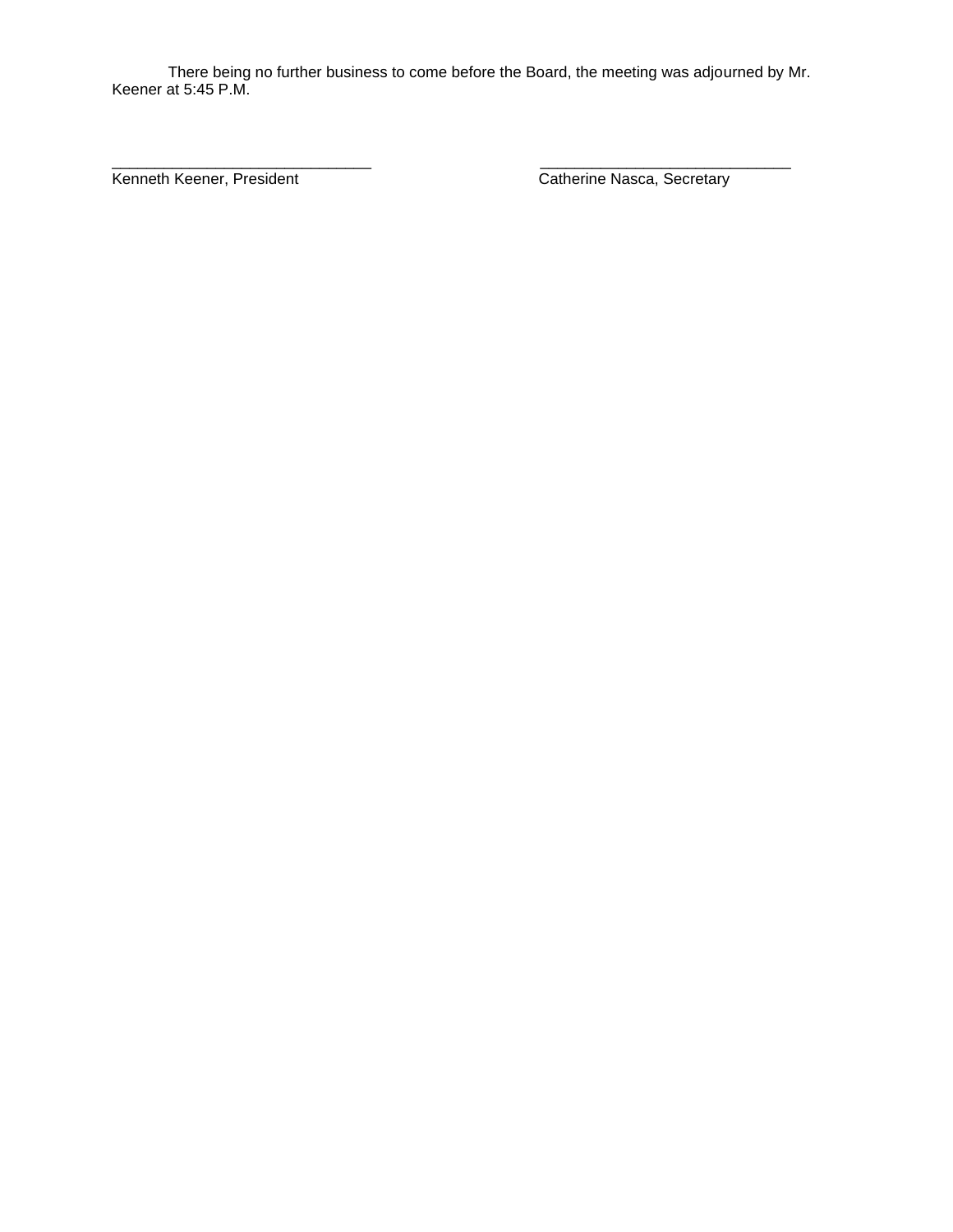There being no further business to come before the Board, the meeting was adjourned by Mr. Keener at 5:45 P.M.

| | |
|---|---|
| ______________________________ | ______________________________ |
| Kenneth Keener, President | Catherine Nasca, Secretary |